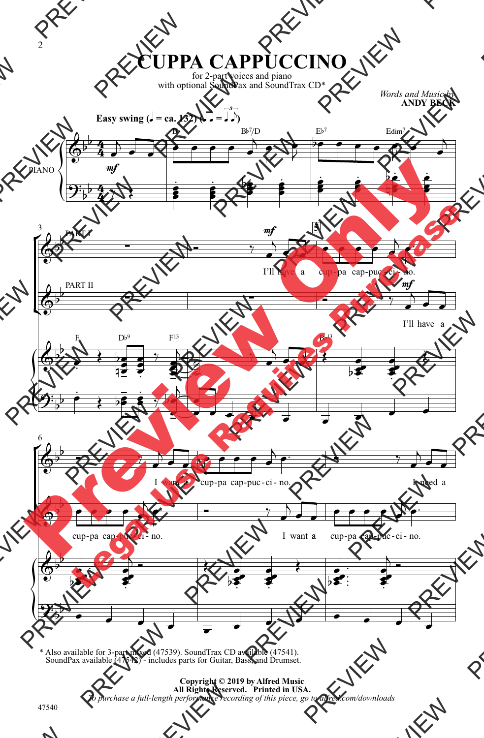# CUPPA CAPPUCCINO

for 2-part voices and piano
with optional SoundPax and SoundTrax CD*

*Words and Music by*
**ANDY BECK**

**Easy swing** (♩ = ca. 132)

I'll have a cup-pa cap-puc-ci-no.

I'll have a cup-pa cap-puc-ci-no.

I want a cup-pa cap-puc-ci-no.

I want a cup-pa cap-puc-ci-no.

I need a

\* Also available for 3-part mixed (47539). SoundTrax CD available (47541).
SoundPax available (47542) - includes parts for Guitar, Bass, and Drumset.

**Copyright © 2019 by Alfred Music**
**All Rights Reserved. Printed in USA.**
*To purchase a full-length performance recording of this piece, go to alfred.com/downloads*

47540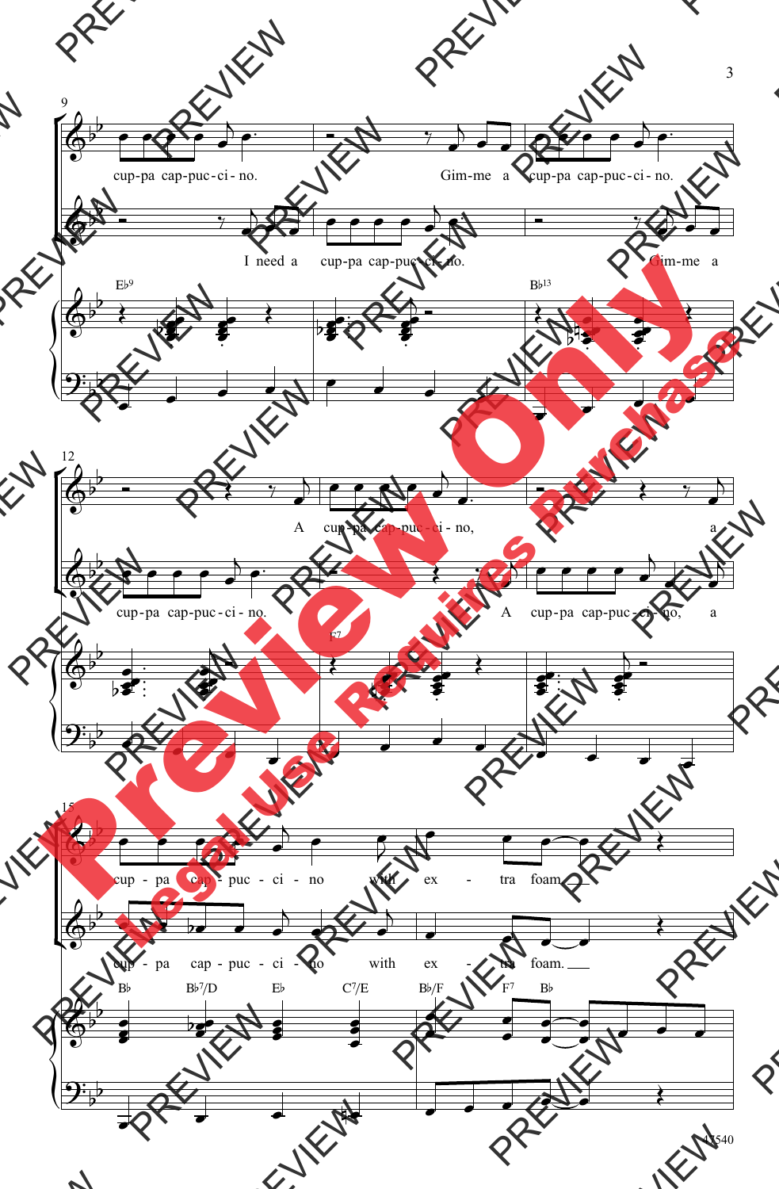cup-pa cap-puc-ci-no. Gim-me a cup-pa cap-puc-ci-no.

I need a cup-pa cap-puc-ci-no. Gim-me a

E♭9 B♭13

cup-pa cap-puc-ci-no. A cup-pa cap-puc-ci-no, a

A cup-pa cap-puc-ci-no, a

F7

cup-pa cap-puc-ci-no with ex-tra foam.

cup-pa cap-puc-ci-no with ex-tra foam.

B♭ B♭7/D E♭ C7/E B♭/F F7 B♭

47540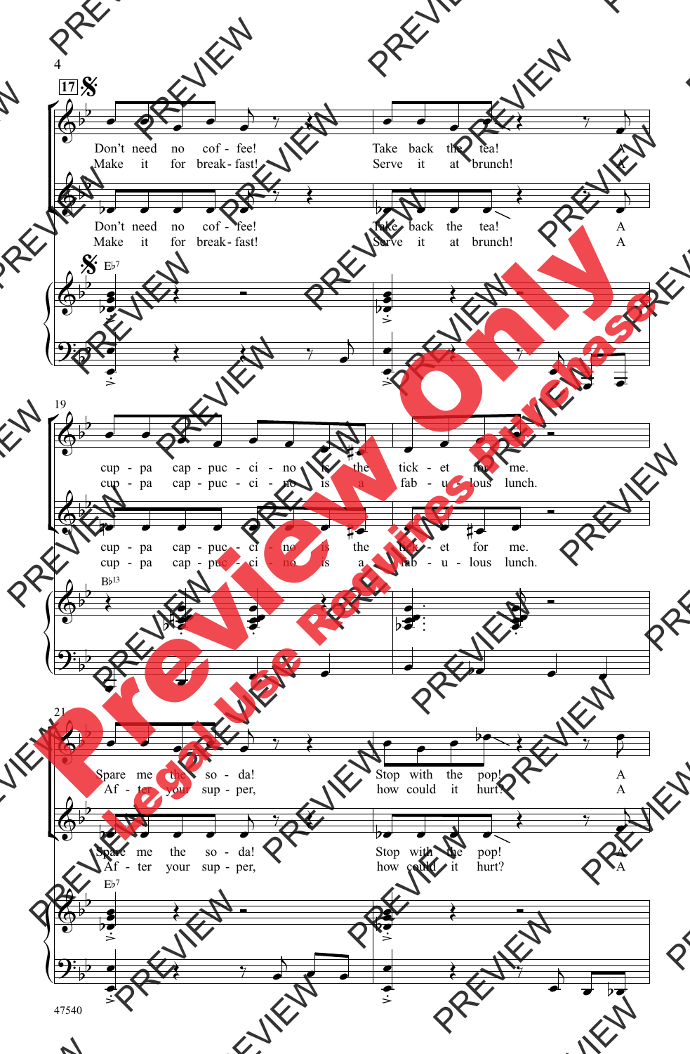17

Don't need no cof - fee! Take back the tea! A
Make it for break - fast! Serve it at brunch! A

Don't need no cof - fee! Take back the tea! A
Make it for break - fast! Serve it at brunch! A

E♭7

19

cup - pa cap - puc - ci - no is the tick - et for me.
cup - pa cap - puc - ci - no is a fab - u - lous lunch.

cup - pa cap - puc - ci - no is the tick - et for me.
cup - pa cap - puc - ci - no is a fab - u - lous lunch.

B♭13

21

Spare me the so - da! Stop with the pop! A
Af - ter your sup - per, how could it hurt? A

Spare me the so - da! Stop with the pop! A
Af - ter your sup - per, how could it hurt? A

E♭7

47540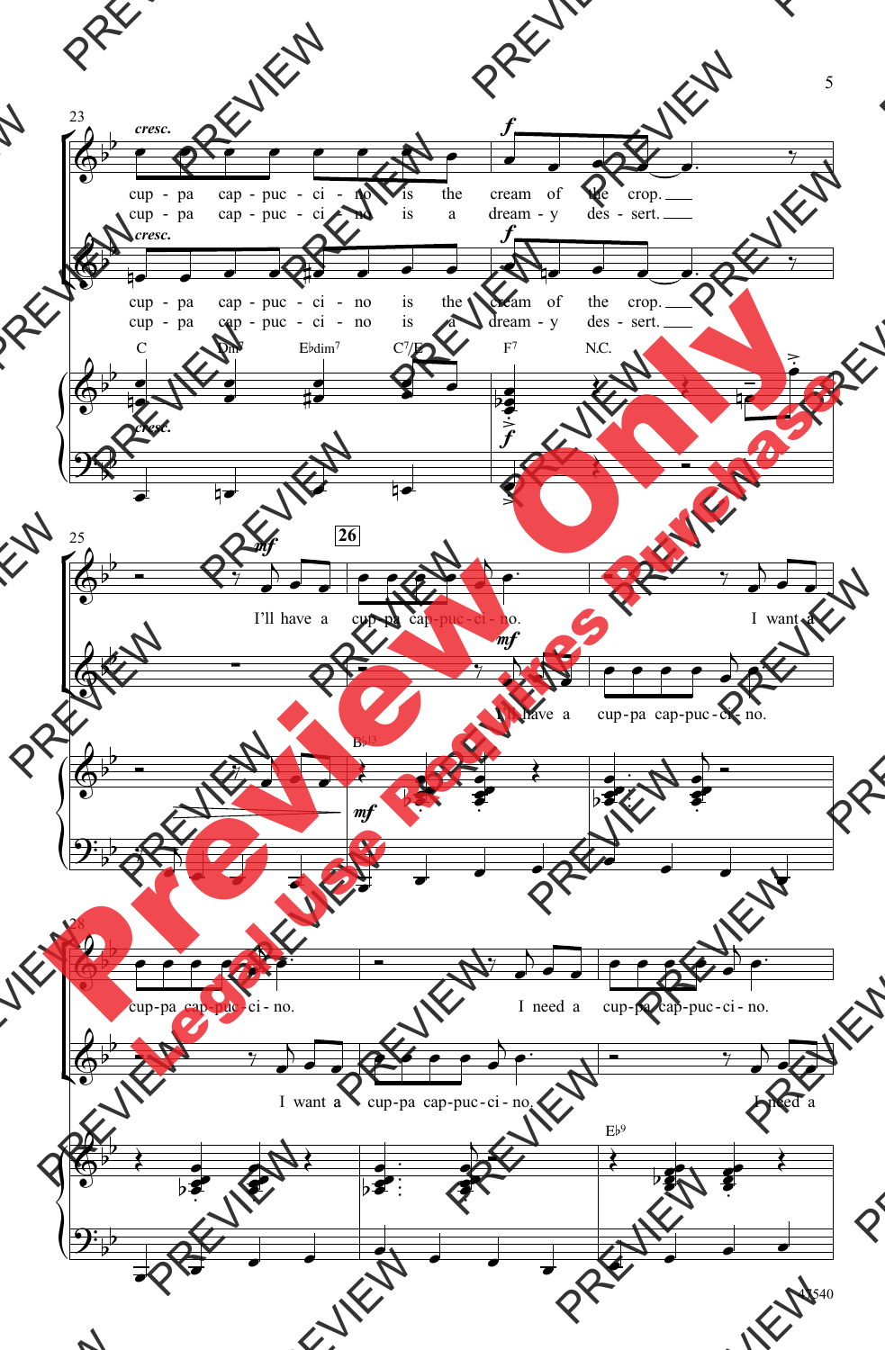cresc.

cup - pa cap - puc - ci - no is the cream of the crop.
cup - pa cap - puc - ci - no is a dream - y des - sert.

cresc.

cup - pa cap - puc - ci - no is the cream of the crop.
cup - pa cap - puc - ci - no is a dream - y des - sert.

C Dm7 E♭dim7 C7/E F7 N.C.

**26**

mf

I'll have a cup-pa cap-puc-ci-no. I want a cup-pa cap-puc-ci-no. I need a cup-pa cap-puc-ci-no.

mf

I'll have a cup-pa cap-puc-ci-no. I want a cup-pa cap-puc-ci-no. I need a

B♭13 E♭9

Preview Only
Legal Use Requires Purchase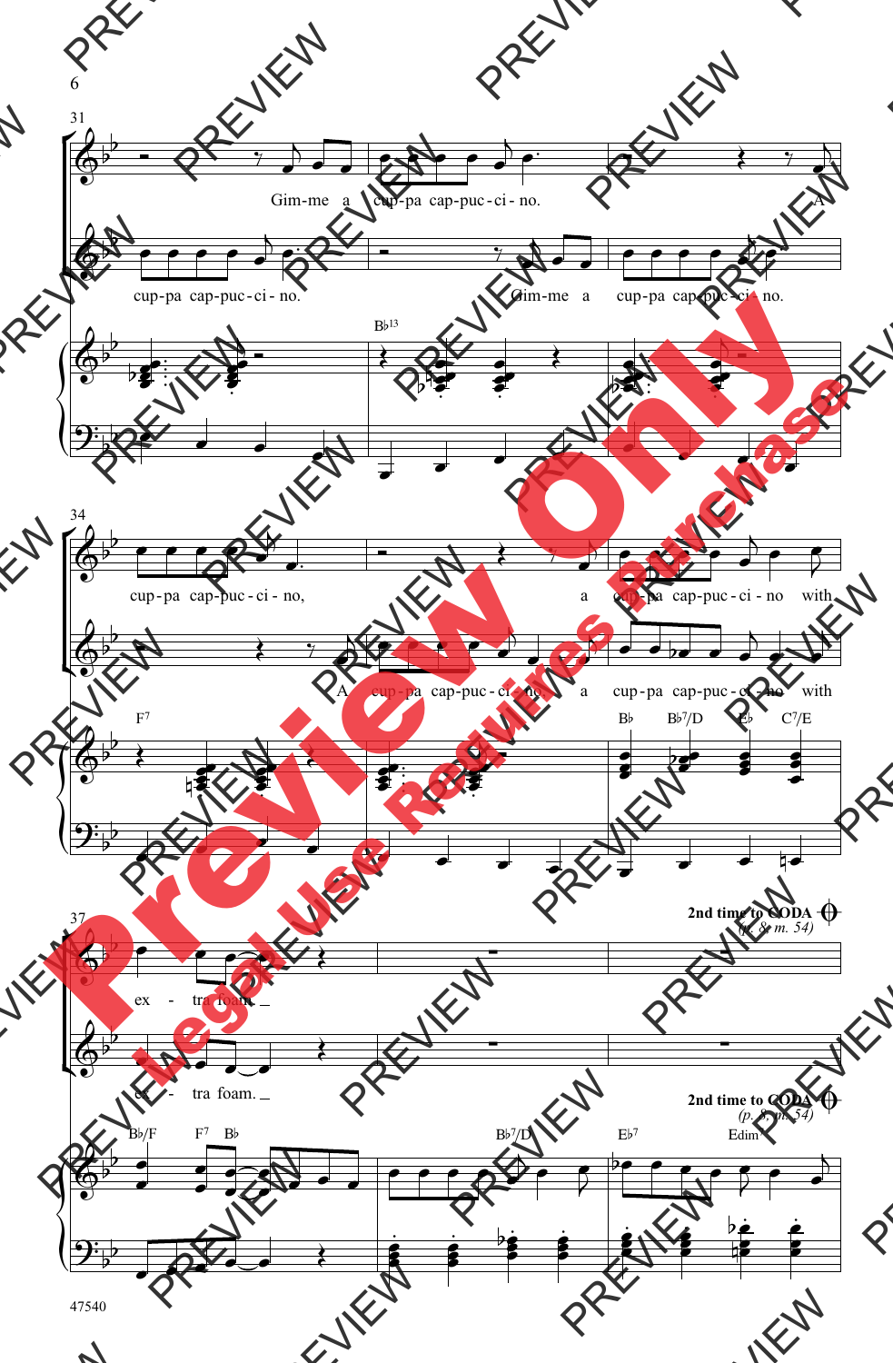Gim-me a cup-pa cap-puc-ci-no. A cup-pa cap-puc-ci-no, a cup-pa cap-puc-ci-no with ex - tra foam. _

cup-pa cap-puc-ci-no. Gim-me a cup-pa cap-puc-ci-no. A cup-pa cap-puc-ci-no, a cup-pa cap-puc-ci-no with ex - tra foam. _

B♭13 F7 B♭ B♭7/D E♭ C7/E B♭/F F7 B♭ B♭7/D E♭7 Edim

**2nd time to CODA** 𝄌
*(p. 8, m. 54)*

47540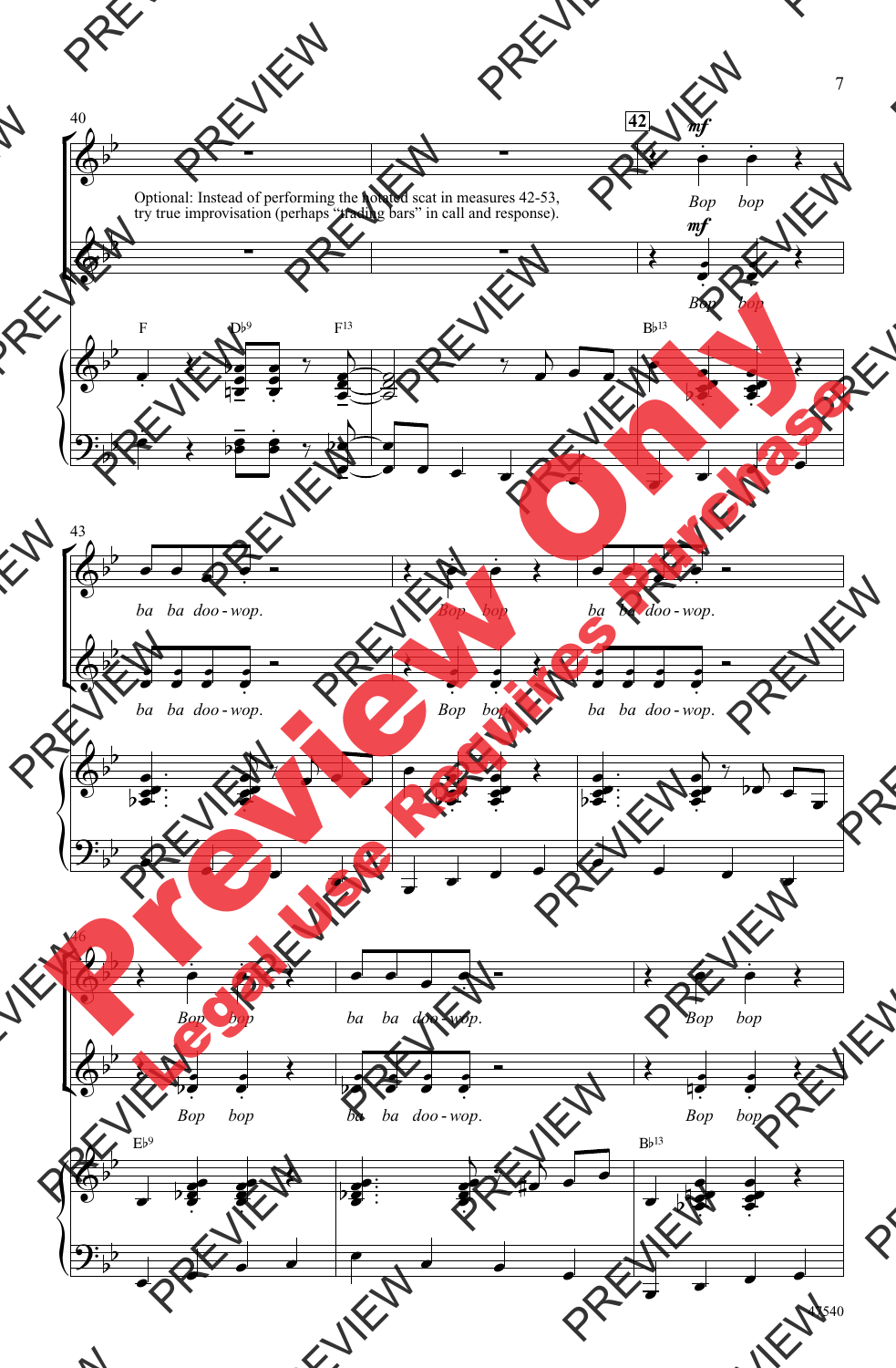Optional: Instead of performing the notated scat in measures 42-53, try true improvisation (perhaps "trading bars" in call and response).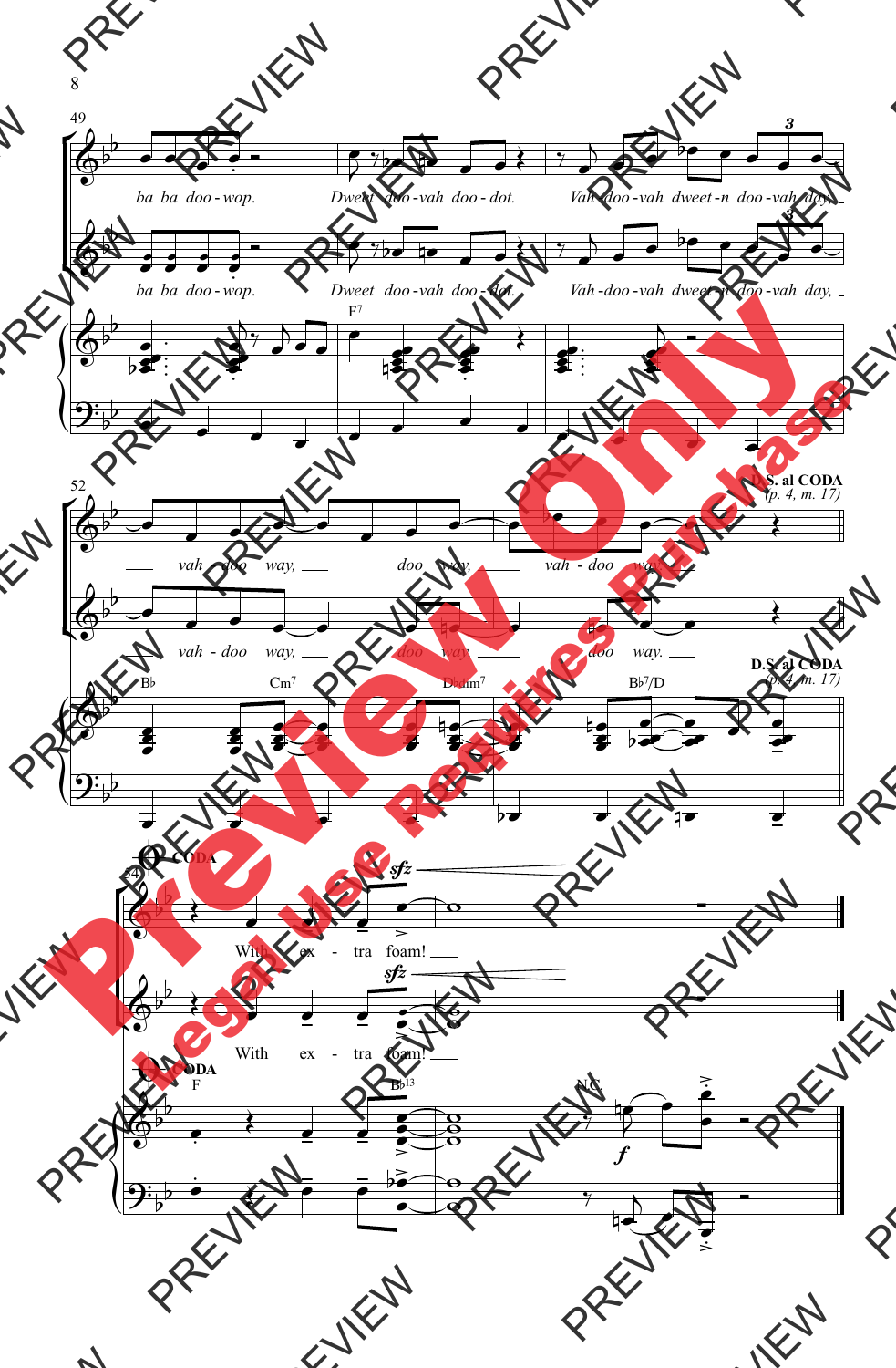49

ba ba doo - wop. Dweet doo - vah doo - dot. Vah doo - vah dweet - n doo - vah day,

ba ba doo - wop. Dweet doo - vah doo - dot. Vah - doo - vah dweet - n doo - vah day,

F7

52

vah - doo way, doo way, vah - doo way.

vah - doo way, doo way, doo way.

B♭ Cm7 D♭dim7 B♭7/D

**D.S. al CODA** *(p. 4, m. 17)*

**CODA**

54

With ex - tra foam!

With ex - tra foam!

F B♭13 N.C.